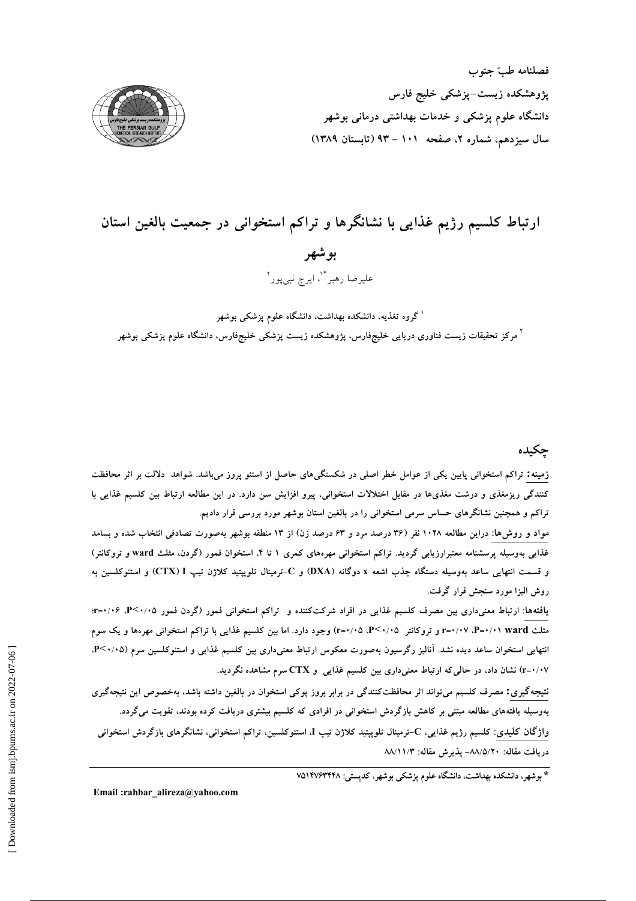فصلنامه طبّ جنوب

پژوهشکده زیست-پزشکی خلیج فارس

دانشگاه علوم پزشکی و خدمات بهداشتی درمانی بوشهر

سال سیزدهم، شماره ۲، صفحه ۱۰۱ - ۹۳ (تابستان ۱۳۸۹)

# ارتباط کلسیم رژیم غذایی با نشانگرها و تراکم استخوانی در جمعیت بالغین استان بوشهر

علیرضا رهبر*[۱]، ایرج نبی‌پور[۲]

[۱] گروه تغذیه، دانشکده بهداشت، دانشگاه علوم پزشکی بوشهر

[۲] مرکز تحقیقات زیست فناوری دریایی خلیج‌فارس، پژوهشکده زیست پزشکی خلیج‌فارس، دانشگاه علوم پزشکی بوشهر

## چکیده

**زمینه:** تراکم استخوانی پایین یکی از عوامل خطر اصلی در شکستگی‌های حاصل از استئو پروز می‌باشد. شواهد دلالت بر اثر محافظت کنندگی ریزمغذی و درشت مغذی‌ها در مقابل اختلالات استخوانی، پیرو افزایش سن دارد. در این مطالعه ارتباط بین کلسیم غذایی با تراکم و همچنین نشانگرهای حساس سرمی استخوانی را در بالغین استان بوشهر مورد بررسی قرار دادیم.

**مواد و روش‌ها:** دراین مطالعه ۱۰۲۸ نفر (۳۶ درصد مرد و ۶۳ درصد زن) از ۱۳ منطقه بوشهر به‌صورت تصادفی انتخاب شده و بسامد غذایی به‌وسیله پرسشنامه معتبرارزیابی گردید. تراکم استخوانی مهره‌های کمری ۱ تا ۴، استخوان فمور (گردن، مثلث ward و تروکانتر) و قسمت انتهایی ساعد به‌وسیله دستگاه جذب اشعه x دوگانه (DXA) و C-ترمینال تلوپپتید کلاژن تیپ I (CTX) و استئوکلسین به روش الیزا مورد سنجش قرار گرفت.

**یافته‌ها:** ارتباط معنی‌داری بین مصرف کلسیم غذایی در افراد شرکت‌کننده و تراکم استخوانی فمور (گردن فمور $P<0/05$، $r=0/06$؛ مثلث ward $P=0/01$، $r=0/07$ و تروکانتر $P<0/05$، $r=0/05$) وجود دارد. اما بین کلسیم غذایی با تراکم استخوانی مهره‌ها و یک سوم انتهایی استخوان ساعد دیده نشد. آنالیز رگرسیون به‌صورت معکوس ارتباط معنی‌داری بین کلسیم غذایی و استئوکلسین سرم ($P<0/05$، $r=0/07$) نشان داد، در حالی‌که ارتباط معنی‌داری بین کلسیم غذایی و CTX سرم مشاهده نگردید.

**نتیجه‌گیری:** مصرف کلسیم می‌تواند اثر محافظت‌کنندگی در برابر بروز پوکی استخوان در بالغین داشته باشد، به‌خصوص این نتیجه‌گیری به‌وسیله یافته‌های مطالعه مبتنی بر کاهش بازگردش استخوانی در افرادی که کلسیم بیشتری دریافت کرده بودند، تقویت می‌گردد.

**واژگان کلیدی:** کلسیم رژیم غذایی، C-ترمینال تلوپپتید کلاژن تیپ I، استئوکلسین، تراکم استخوانی، نشانگرهای بازگردش استخوانی

دریافت مقاله: ۸۸/۵/۲۰- پذیرش مقاله: ۸۸/۱۱/۳

* بوشهر، دانشکده بهداشت، دانشگاه علوم پزشکی بوشهر، کدپستی: ۷۵۱۴۷۶۳۴۴۸

Email :rahbar_alireza@yahoo.com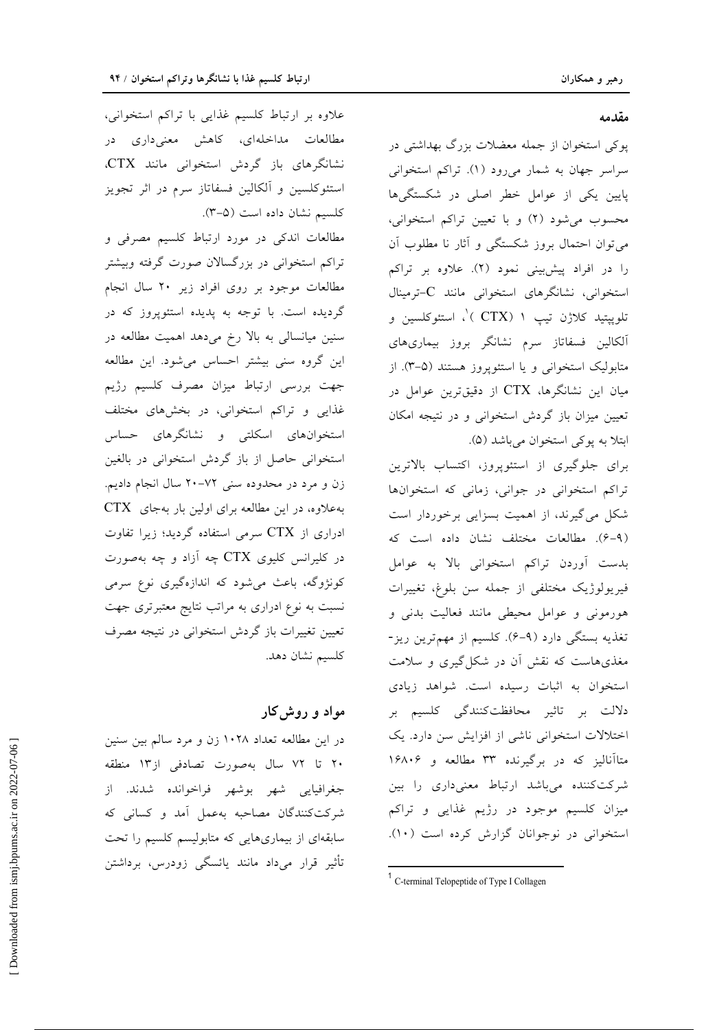## مقدمه

پوکی استخوان از جمله معضلات بزرگ بهداشتی در سراسر جهان به شمار می‌رود (۱). تراکم استخوانی پایین یکی از عوامل خطر اصلی در شکستگی‌ها محسوب می‌شود (۲) و با تعیین تراکم استخوانی، می‌توان احتمال بروز شکستگی و آثار نا مطلوب آن را در افراد پیش‌بینی نمود (۲). علاوه بر تراکم استخوانی، نشانگرهای استخوانی مانند C-ترمینال تلوپپتید کلاژن تیپ ۱ (CTX)[1]، استئوکلسین و آلکالین فسفاتاز سرم نشانگر بروز بیماری‌های متابولیک استخوانی و یا استئوپروز هستند (۵-۳). از میان این نشانگرها، CTX از دقیق‌ترین عوامل در تعیین میزان باز گردش استخوانی و در نتیجه امکان ابتلا به پوکی استخوان می‌باشد (۵).

برای جلوگیری از استئوپروز، اکتساب بالاترین تراکم استخوانی در جوانی، زمانی که استخوان‌ها شکل می‌گیرند، از اهمیت بسزایی برخوردار است (۹-۶). مطالعات مختلف نشان داده است که بدست آوردن تراکم استخوانی بالا به عوامل فیریولوژیک مختلفی از جمله سن بلوغ، تغییرات هورمونی و عوامل محیطی مانند فعالیت بدنی و تغذیه بستگی دارد (۹-۶). کلسیم از مهم‌ترین ریز-مغذی‌هاست که نقش آن در شکل‌گیری و سلامت استخوان به اثبات رسیده است. شواهد زیادی دلالت بر تاثیر محافظت‌کنندگی کلسیم بر اختلالات استخوانی ناشی از افزایش سن دارد. یک متاآنالیز که در برگیرنده ۳۳ مطالعه و ۱۶۸۰۶ شرکت‌کننده می‌باشد ارتباط معنی‌داری را بین میزان کلسیم موجود در رژیم غذایی و تراکم استخوانی در نوجوانان گزارش کرده است (۱۰).

علاوه بر ارتباط کلسیم غذایی با تراکم استخوانی، مطالعات مداخله‌ای، کاهش معنی‌داری در نشانگرهای باز گردش استخوانی مانند CTX، استئوکلسین و آلکالین فسفاتاز سرم در اثر تجویز کلسیم نشان داده است (۵-۳).

مطالعات اندکی در مورد ارتباط کلسیم مصرفی و تراکم استخوانی در بزرگسالان صورت گرفته وبیشتر مطالعات موجود بر روی افراد زیر ۲۰ سال انجام گردیده است. با توجه به پدیده استئوپروز که در سنین میانسالی به بالا رخ می‌دهد اهمیت مطالعه در این گروه سنی بیشتر احساس می‌شود. این مطالعه جهت بررسی ارتباط میزان مصرف کلسیم رژیم غذایی و تراکم استخوانی، در بخش‌های مختلف استخوان‌های اسکلتی و نشانگرهای حساس استخوانی حاصل از باز گردش استخوانی در بالغین زن و مرد در محدوده سنی ۷۲-۲۰ سال انجام دادیم. به‌علاوه، در این مطالعه برای اولین بار به‌جای CTX ادراری از CTX سرمی استفاده گردید؛ زیرا تفاوت در کلیرانس کلیوی CTX چه آزاد و چه به‌صورت کونژوگه، باعث می‌شود که اندازه‌گیری نوع سرمی نسبت به نوع ادراری به مراتب نتایج معتبرتری جهت تعیین تغییرات باز گردش استخوانی در نتیجه مصرف کلسیم نشان دهد.

## مواد و روش‌کار

در این مطالعه تعداد ۱۰۲۸ زن و مرد سالم بین سنین ۲۰ تا ۷۲ سال به‌صورت تصادفی از۱۳ منطقه جغرافیایی شهر بوشهر فراخوانده شدند. از شرکت‌کنندگان مصاحبه به‌عمل آمد و کسانی که سابقه‌ای از بیماری‌هایی که متابولیسم کلسیم را تحت تأثیر قرار می‌داد مانند یائسگی زودرس، برداشتن

---

[1] C-terminal Telopeptide of Type I Collagen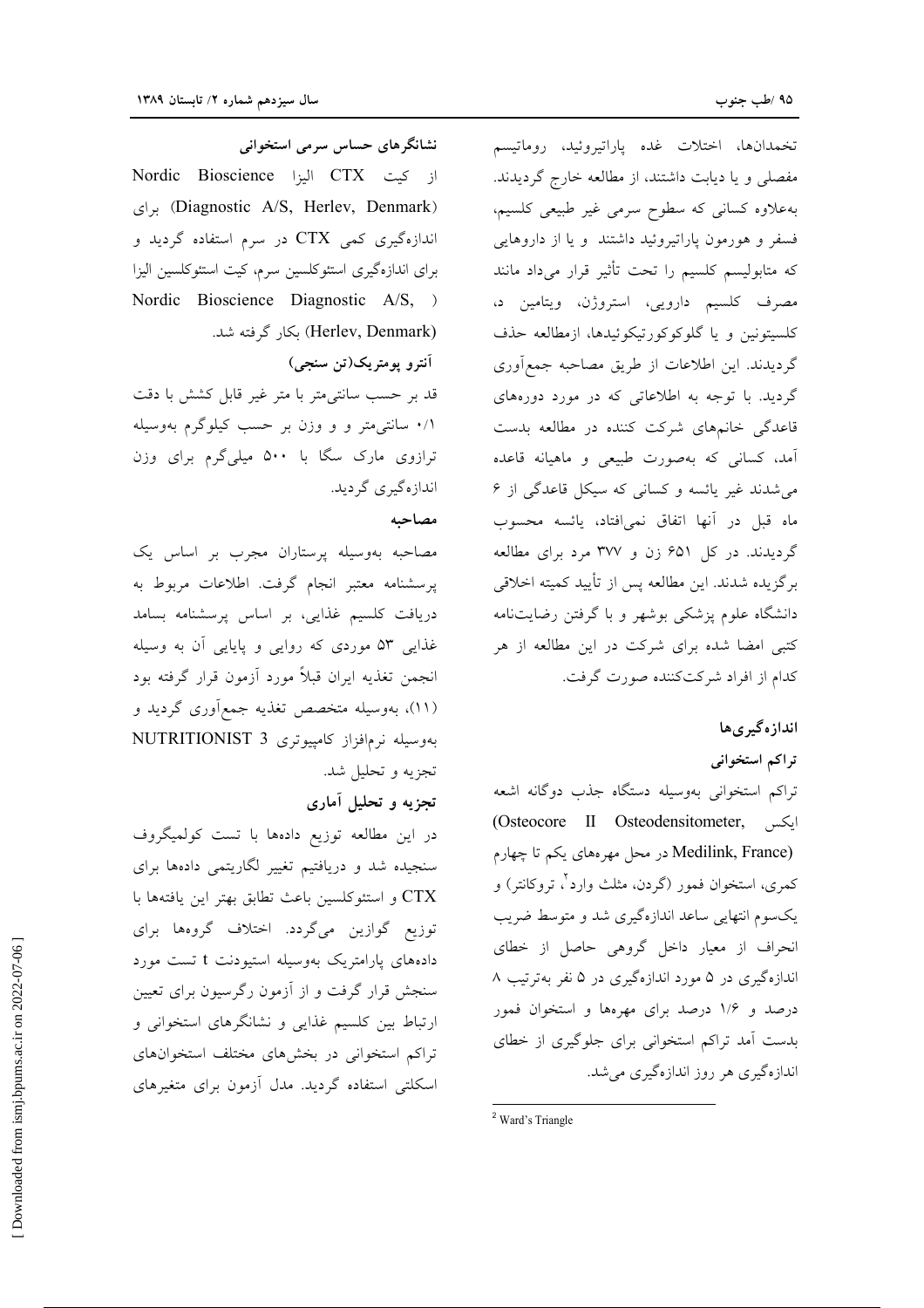تخمدان‌ها، اختلات غده پاراتیروئید، روماتیسم مفصلی و یا دیابت داشتند، از مطالعه خارج گردیدند. به‌علاوه کسانی که سطوح سرمی غیر طبیعی کلسیم، فسفر و هورمون پاراتیروئید داشتند و یا از داروهایی که متابولیسم کلسیم را تحت تأثیر قرار می‌داد مانند مصرف کلسیم دارویی، استروژن، ویتامین د، کلسیتونین و یا گلوکوکورتیکوئیدها، ازمطالعه حذف گردیدند. این اطلاعات از طریق مصاحبه جمع‌آوری گردید. با توجه به اطلاعاتی که در مورد دوره‌های قاعدگی خانم‌های شرکت کننده در مطالعه بدست آمد، کسانی که به‌صورت طبیعی و ماهیانه قاعده می‌شدند غیر یائسه و کسانی که سیکل قاعدگی از ۶ ماه قبل در آنها اتفاق نمی‌افتاد، یائسه محسوب گردیدند. در کل ۶۵۱ زن و ۳۷۷ مرد برای مطالعه برگزیده شدند. این مطالعه پس از تأیید کمیته اخلاقی دانشگاه علوم پزشکی بوشهر و با گرفتن رضایت‌نامه کتبی امضا شده برای شرکت در این مطالعه از هر کدام از افراد شرکت‌کننده صورت گرفت.

## اندازه‌گیری‌ها

### تراکم استخوانی

تراکم استخوانی به‌وسیله دستگاه جذب دوگانه اشعه ایکس (Osteocore II Osteodensitometer, Medilink, France) در محل مهره‌های یکم تا چهارم کمری، استخوان فمور (گردن، مثلث وارد[2]، تروکانتر) و یک‌سوم انتهایی ساعد اندازه‌گیری شد و متوسط ضریب انحراف از معیار داخل گروهی حاصل از خطای اندازه‌گیری در ۵ مورد اندازه‌گیری در ۵ نفر به‌ترتیب ۸ درصد و ۱/۶ درصد برای مهره‌ها و استخوان فمور بدست آمد تراکم استخوانی برای جلوگیری از خطای اندازه‌گیری هر روز اندازه‌گیری می‌شد.

[2] Ward's Triangle

### نشانگرهای حساس سرمی استخوانی

از کیت CTX الیزا Nordic Bioscience (Diagnostic A/S, Herlev, Denmark) برای اندازه‌گیری کمی CTX در سرم استفاده گردید و برای اندازه‌گیری استئوکلسین سرم، کیت استئوکلسین الیزا (Nordic Bioscience Diagnostic A/S, Herlev, Denmark) بکار گرفته شد.

### آنترو پومتریک(تن سنجی)

قد بر حسب سانتی‌متر با متر غیر قابل کشش با دقت ۰/۱ سانتی‌متر و وزن بر حسب کیلوگرم به‌وسیله ترازوی مارک سگا با ۵۰۰ میلی‌گرم برای وزن اندازه‌گیری گردید.

### مصاحبه

مصاحبه به‌وسیله پرستاران مجرب بر اساس یک پرسشنامه معتبر انجام گرفت. اطلاعات مربوط به دریافت کلسیم غذایی، بر اساس پرسشنامه بسامد غذایی ۵۳ موردی که روایی و پایایی آن به وسیله انجمن تغذیه ایران قبلاً مورد آزمون قرار گرفته بود (۱۱)، به‌وسیله متخصص تغذیه جمع‌آوری گردید و به‌وسیله نرم‌افزار کامپیوتری NUTRITIONIST 3 تجزیه و تحلیل شد.

### تجزیه و تحلیل آماری

در این مطالعه توزیع داده‌ها با تست کولمیگروف سنجیده شد و دریافتیم تغییر لگاریتمی داده‌ها برای CTX و استئوکلسین باعث تطابق بهتر این یافته‌ها با توزیع گوازین می‌گردد. اختلاف گروه‌ها برای داده‌های پارامتریک به‌وسیله استیودنت t تست مورد سنجش قرار گرفت و از آزمون رگرسیون برای تعیین ارتباط بین کلسیم غذایی و نشانگرهای استخوانی و تراکم استخوانی در بخش‌های مختلف استخوان‌های اسکلتی استفاده گردید. مدل آزمون برای متغیرهای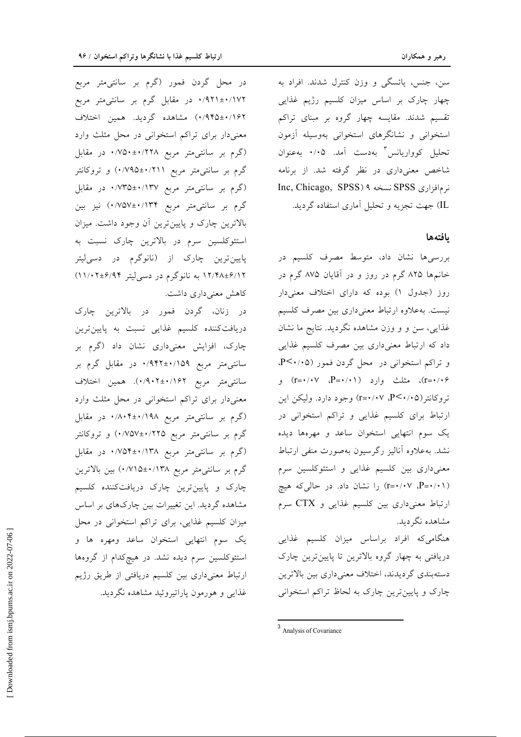سن، جنس، یائسگی و وزن کنترل شدند. افراد به چهار چارک بر اساس میزان کلسیم رژیم غذایی تقسیم شدند. مقایسه چهار گروه بر مبنای تراکم استخوانی و نشانگرهای استخوانی بوسیله آزمون تحلیل کوواریانس[3] بدست آمد. ۰/۰۵ به‌عنوان شاخص معنی‌داری در نظر گرفته شد. از برنامه نرم‌افزاری SPSS نسخه ۹ (SPSS Inc, Chicago, IL) جهت تجزیه و تحلیل آماری استفاده گردید.

## یافته‌ها

بررسی‌ها نشان داد، متوسط مصرف کلسیم در خانم‌ها ۸۲۵ گرم در روز و در آقایان ۸۷۵ گرم در روز (جدول ۱) بوده که دارای اختلاف معنی‌دار نیست. به‌علاوه ارتباط معنی‌داری بین مصرف کلسیم غذایی، سن و و وزن مشاهده نگردید. نتایج ما نشان داد که ارتباط معنی‌داری بین مصرف کلسیم غذایی و تراکم استخوانی در محل گردن فمور ($P<0/05$، $r=0/06$)، مثلث وارد ($P=0/01$، $r=0/07$) و تروکانتر ($P<0/05$، $r=0/07$) وجود دارد. ولیکن این ارتباط برای کلسیم غذایی و تراکم استخوانی در یک سوم انتهایی استخوان ساعد و مهره‌ها دیده نشد. به‌علاوه آنالیز رگرسیون به‌صورت منفی ارتباط معنی‌داری بین کلسیم غذایی و استئوکلسین سرم ($P=0/01$، $r=0/07$) را نشان داد. در حالی‌که هیچ ارتباط معنی‌داری بین کلسیم غذایی و CTX سرم مشاهده نگردید.

هنگامی‌که افراد براساس میزان کلسیم غذایی دریافتی به چهار گروه بالاترین تا پایین‌ترین چارک دسته‌بندی گردیدند، اختلاف معنی‌داری بین بالاترین چارک و پایین‌ترین چارک به لحاظ تراکم استخوانی در محل گردن فمور (گرم بر سانتی‌متر مربع ۰/۹۲۱±۰/۱۷۲ در مقابل گرم بر سانتی‌متر مربع ۰/۹۴۵±۰/۱۶۲) مشاهده گردید. همین اختلاف معنی‌دار برای تراکم استخوانی در محل مثلث وارد (گرم بر سانتی‌متر مربع ۰/۷۵۰±۰/۲۲۸ در مقابل گرم بر سانتی‌متر مربع ۰/۷۹۵±۰/۲۱۱) و تروکانتر (گرم بر سانتی‌متر مربع ۰/۷۳۵±۰/۱۳۷ در مقابل گرم بر سانتی‌متر مربع ۰/۷۵۷±۰/۱۳۴) نیز بین بالاترین چارک و پایین‌ترین آن وجود داشت. میزان استئوکلسین سرم در بالاترین چارک نسبت به پایین‌ترین چارک از (نانوگرم در دسی‌لیتر ۱۲/۴۸±۶/۱۲ به نانوگرم در دسی‌لیتر ۱۱/۰۲±۶/۹۴) کاهش معنی‌داری داشت.

در زنان، گردن فمور در بالاترین چارک دریافت‌کننده کلسیم غذایی نسبت به پایین‌ترین چارک، افزایش معنی‌داری نشان داد (گرم بر سانتی‌متر مربع ۰/۹۴۲±۰/۱۵۹ در مقابل گرم بر سانتی‌متر مربع ۰/۹۰۲±۰/۱۶۲). همین اختلاف معنی‌دار برای تراکم استخوانی در محل مثلث وارد (گرم بر سانتی‌متر مربع ۰/۸۰۴±۰/۱۹۸ در مقابل گرم بر سانتی‌متر مربع ۰/۷۵۷±۰/۲۲۵) و تروکانتر (گرم بر سانتی‌متر مربع ۰/۷۵۴±۰/۱۳۸ در مقابل گرم بر سانتی‌متر مربع ۰/۷۱۵±۰/۱۳۸) بین بالاترین چارک و پایین‌ترین چارک دریافت‌کننده کلسیم مشاهده گردید. این تغییرات بین چارک‌های بر اساس میزان کلسیم غذایی، برای تراکم استخوانی در محل یک سوم انتهایی استخوان ساعد ومهره ها و استئوکلسین سرم دیده نشد. در هیچ‌کدام از گروه‌ها ارتباط معنی‌داری بین کلسیم دریافتی از طریق رژیم غذایی و هورمون پاراتیروئید مشاهده نگردید.

---

[3] Analysis of Covariance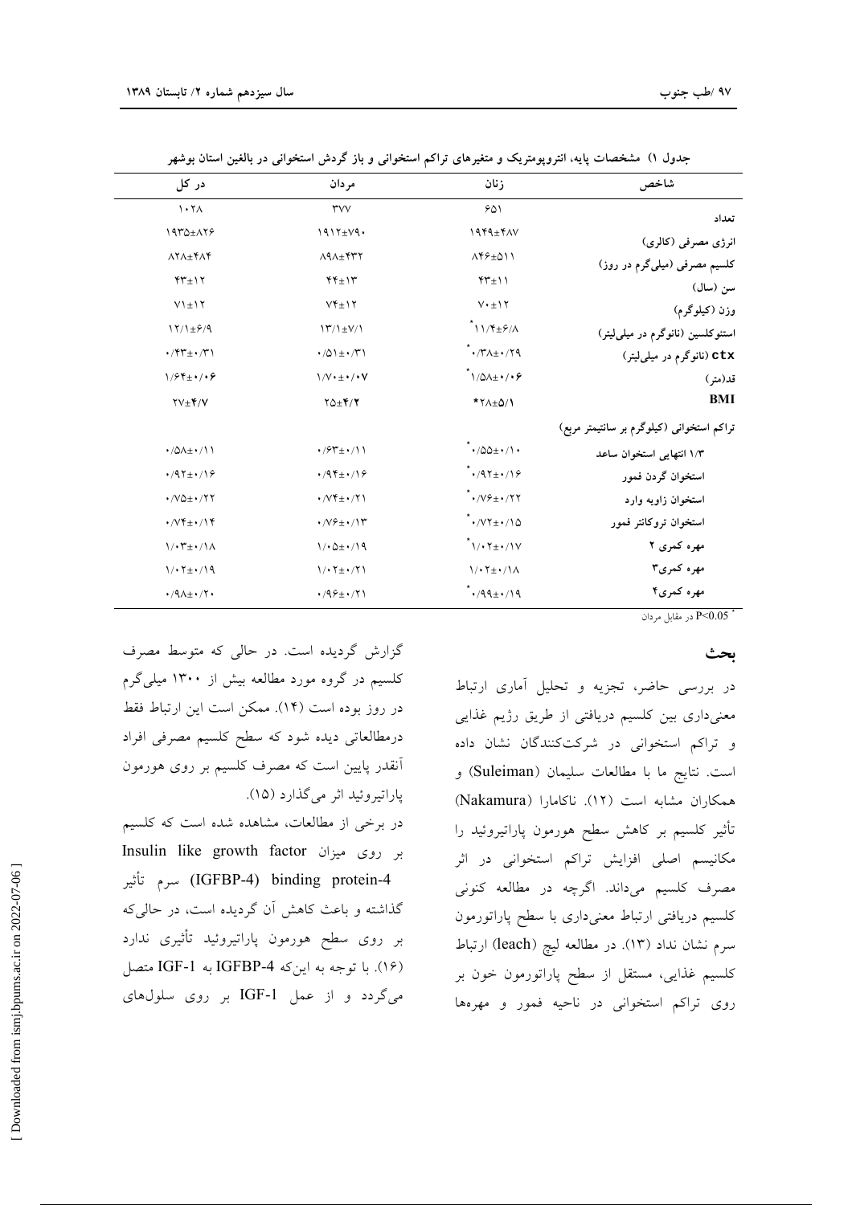جدول ۱) مشخصات پایه، انتروپومتریک و متغیرهای تراکم استخوانی و باز گردش استخوانی در بالغین استان بوشهر

| شاخص | زنان | مردان | در کل |
|---|---|---|---|
| تعداد | ۶۵۱ | ۳۷۷ | ۱۰۲۸ |
| انرژی مصرفی (کالری) | ۱۹۴۹±۴۸۷ | ۱۹۱۲±۷۹۰ | ۱۹۳۵±۸۲۶ |
| کلسیم مصرفی (میلی‌گرم در روز) | ۸۴۶±۵۱۱ | ۸۹۸±۴۳۲ | ۸۲۸±۴۸۴ |
| سن (سال) | ۴۳±۱۱ | ۴۴±۱۳ | ۴۳±۱۲ |
| وزن (کیلوگرم) | ۷۰±۱۲ | ۷۴±۱۲ | ۷۱±۱۲ |
| استئوکلسین (نانوگرم در میلی‌لیتر) | *۱۱/۴±۶/۸ | ۱۳/۱±۷/۱ | ۱۲/۱±۶/۹ |
| ctx (نانوگرم در میلی‌لیتر) | *۰/۳۸±۰/۲۹ | ۰/۵۱±۰/۳۱ | ۰/۴۳±۰/۳۱ |
| قد(متر) | *۱/۵۸±۰/۰۶ | ۱/۷۰±۰/۰۷ | ۱/۶۴±۰/۰۶ |
| BMI | *۲۸±۵/۱ | ۲۵±۴/۲ | ۲۷±۴/۷ |
| تراکم استخوانی (کیلوگرم بر سانتیمتر مربع) | | | |
| ۱/۳ انتهایی استخوان ساعد | *۰/۵۵±۰/۱۰ | ۰/۶۳±۰/۱۱ | ۰/۵۸±۰/۱۱ |
| استخوان گردن فمور | *۰/۹۲±۰/۱۶ | ۰/۹۴±۰/۱۶ | ۰/۹۲±۰/۱۶ |
| استخوان زاویه وارد | *۰/۷۶±۰/۲۲ | ۰/۷۴±۰/۲۱ | ۰/۷۵±۰/۲۲ |
| استخوان تروکانتر فمور | *۰/۷۲±۰/۱۵ | ۰/۷۶±۰/۱۳ | ۰/۷۴±۰/۱۴ |
| مهره کمری ۲ | *۱/۰۲±۰/۱۷ | ۱/۰۵±۰/۱۹ | ۱/۰۳±۰/۱۸ |
| مهره کمری۳ | ۱/۰۲±۰/۱۸ | ۱/۰۲±۰/۲۱ | ۱/۰۲±۰/۱۹ |
| مهره کمری۴ | *۰/۹۹±۰/۱۹ | ۰/۹۶±۰/۲۱ | ۰/۹۸±۰/۲۰ |

* $P<0.05$ در مقابل مردان

## بحث

در بررسی حاضر، تجزیه و تحلیل آماری ارتباط معنی‌داری بین کلسیم دریافتی از طریق رژیم غذایی و تراکم استخوانی در شرکت‌کنندگان نشان داده است. نتایج ما با مطالعات سلیمان (Suleiman) و همکاران مشابه است (۱۲). ناکامارا (Nakamura) تأثیر کلسیم بر کاهش سطح هورمون پاراتیروئید را مکانیسم اصلی افزایش تراکم استخوانی در اثر مصرف کلسیم می‌داند. اگرچه در مطالعه کنونی کلسیم دریافتی ارتباط معنی‌داری با سطح پاراتورمون سرم نشان نداد (۱۳). در مطالعه لیچ (leach) ارتباط کلسیم غذایی، مستقل از سطح پاراتورمون خون بر روی تراکم استخوانی در ناحیه فمور و مهره‌ها گزارش گردیده است. در حالی که متوسط مصرف کلسیم در گروه مورد مطالعه بیش از ۱۳۰۰ میلی‌گرم در روز بوده است (۱۴). ممکن است این ارتباط فقط درمطالعاتی دیده شود که سطح کلسیم مصرفی افراد آنقدر پایین است که مصرف کلسیم بر روی هورمون پاراتیروئید اثر می‌گذارد (۱۵).

در برخی از مطالعات، مشاهده شده است که کلسیم بر روی میزان Insulin like growth factor binding protein-4 (IGFBP-4) سرم تأثیر گذاشته و باعث کاهش آن گردیده است، در حالی‌که بر روی سطح هورمون پاراتیروئید تأثیری ندارد (۱۶). با توجه به این‌که IGFBP-4 به IGF-1 متصل می‌گردد و از عمل IGF-1 بر روی سلول‌های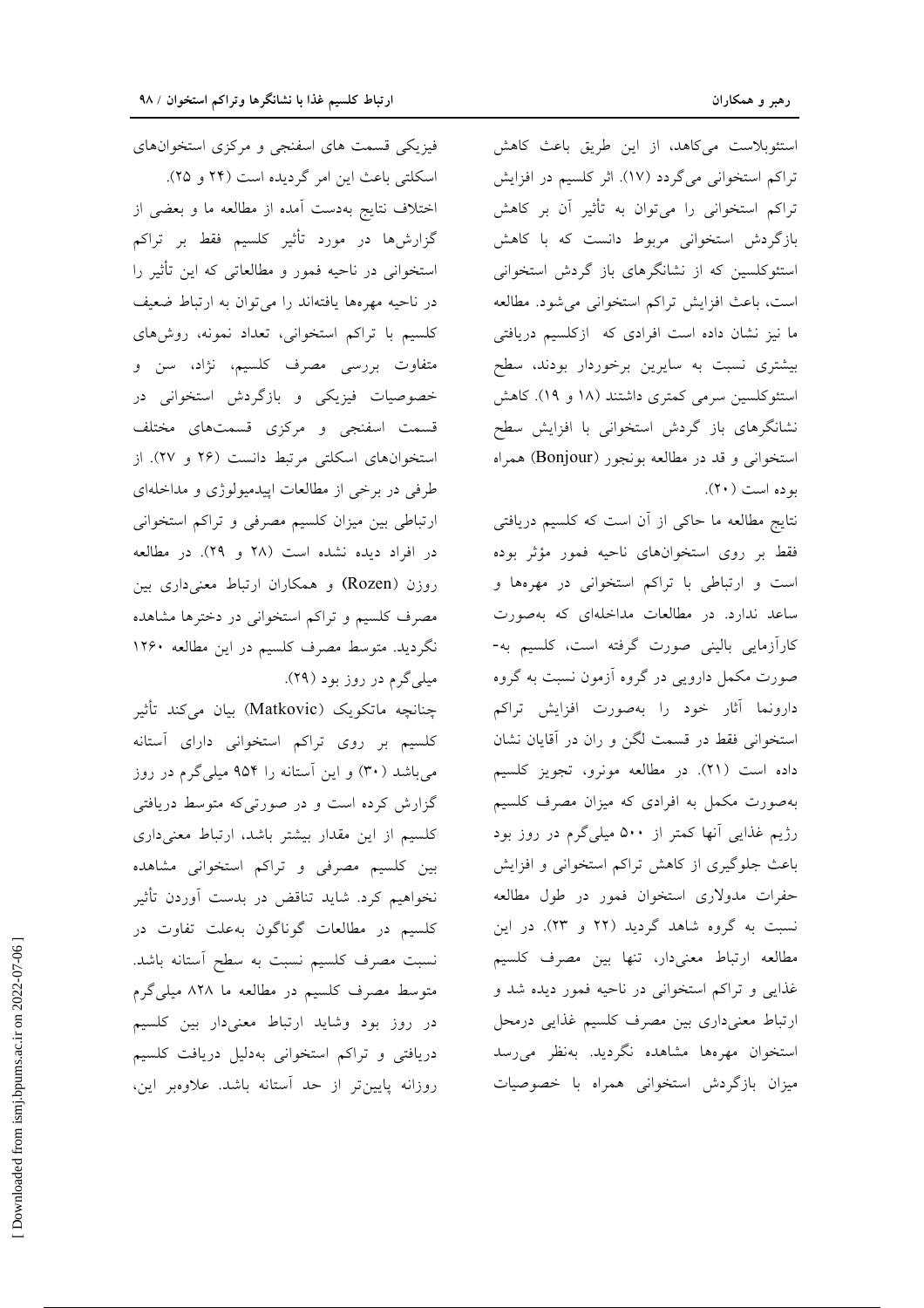استئوبلاست می‌کاهد، از این طریق باعث کاهش تراکم استخوانی می‌گردد (۱۷). اثر کلسیم در افزایش تراکم استخوانی را می‌توان به تأثیر آن بر کاهش بازگردش استخوانی مربوط دانست که با کاهش استئوکلسین که از نشانگرهای باز گردش استخوانی است، باعث افزایش تراکم استخوانی می‌شود. مطالعه ما نیز نشان داده است افرادی که ازکلسیم دریافتی بیشتری نسبت به سایرین برخوردار بودند، سطح استئوکلسین سرمی کمتری داشتند (۱۸ و ۱۹). کاهش نشانگرهای باز گردش استخوانی با افزایش سطح استخوانی و قد در مطالعه بونجور (Bonjour) همراه بوده است (۲۰).

نتایج مطالعه ما حاکی از آن است که کلسیم دریافتی فقط بر روی استخوان‌های ناحیه فمور مؤثر بوده است و ارتباطی با تراکم استخوانی در مهره‌ها و ساعد ندارد. در مطالعات مداخله‌ای که به‌صورت کارآزمایی بالینی صورت گرفته است، کلسیم به‌صورت مکمل دارویی در گروه آزمون نسبت به گروه دارونما آثار خود را به‌صورت افزایش تراکم استخوانی فقط در قسمت لگن و ران در آقایان نشان داده است (۲۱). در مطالعه مونرو، تجویز کلسیم به‌صورت مکمل به افرادی که میزان مصرف کلسیم رژیم غذایی آنها کمتر از ۵۰۰ میلی‌گرم در روز بود باعث جلوگیری از کاهش تراکم استخوانی و افزایش حفرات مدولاری استخوان فمور در طول مطالعه نسبت به گروه شاهد گردید (۲۲ و ۲۳). در این مطالعه ارتباط معنی‌دار، تنها بین مصرف کلسیم غذایی و تراکم استخوانی در ناحیه فمور دیده شد و ارتباط معنی‌داری بین مصرف کلسیم غذایی درمحل استخوان مهره‌ها مشاهده نگردید. به‌نظر می‌رسد میزان بازگردش استخوانی همراه با خصوصیات فیزیکی قسمت های اسفنجی و مرکزی استخوان‌های اسکلتی باعث این امر گردیده است (۲۴ و ۲۵).

اختلاف نتایج به‌دست آمده از مطالعه ما و بعضی از گزارش‌ها در مورد تأثیر کلسیم فقط بر تراکم استخوانی در ناحیه فمور و مطالعاتی که این تأثیر را در ناحیه مهره‌ها یافته‌اند را می‌توان به ارتباط ضعیف کلسیم با تراکم استخوانی، تعداد نمونه، روش‌های متفاوت بررسی مصرف کلسیم، نژاد، سن و خصوصیات فیزیکی و بازگردش استخوانی در قسمت اسفنجی و مرکزی قسمت‌های مختلف استخوان‌های اسکلتی مرتبط دانست (۲۶ و ۲۷). از طرفی در برخی از مطالعات اپیدمیولوژی و مداخله‌ای ارتباطی بین میزان کلسیم مصرفی و تراکم استخوانی در افراد دیده نشده است (۲۸ و ۲۹). در مطالعه روزن (Rozen) و همکاران ارتباط معنی‌داری بین مصرف کلسیم و تراکم استخوانی در دخترها مشاهده نگردید. متوسط مصرف کلسیم در این مطالعه ۱۲۶۰ میلی‌گرم در روز بود (۲۹).

چنانچه ماتکویک (Matkovic) بیان می‌کند تأثیر کلسیم بر روی تراکم استخوانی دارای آستانه می‌باشد (۳۰) و این آستانه را ۹۵۴ میلی‌گرم در روز گزارش کرده است و در صورتی‌که متوسط دریافتی کلسیم از این مقدار بیشتر باشد، ارتباط معنی‌داری بین کلسیم مصرفی و تراکم استخوانی مشاهده نخواهیم کرد. شاید تناقض در بدست آوردن تأثیر کلسیم در مطالعات گوناگون به‌علت تفاوت در نسبت مصرف کلسیم نسبت به سطح آستانه باشد. متوسط مصرف کلسیم در مطالعه ما ۸۲۸ میلی‌گرم در روز بود وشاید ارتباط معنی‌دار بین کلسیم دریافتی و تراکم استخوانی به‌دلیل دریافت کلسیم روزانه پایین‌تر از حد آستانه باشد. علاوه‌بر این،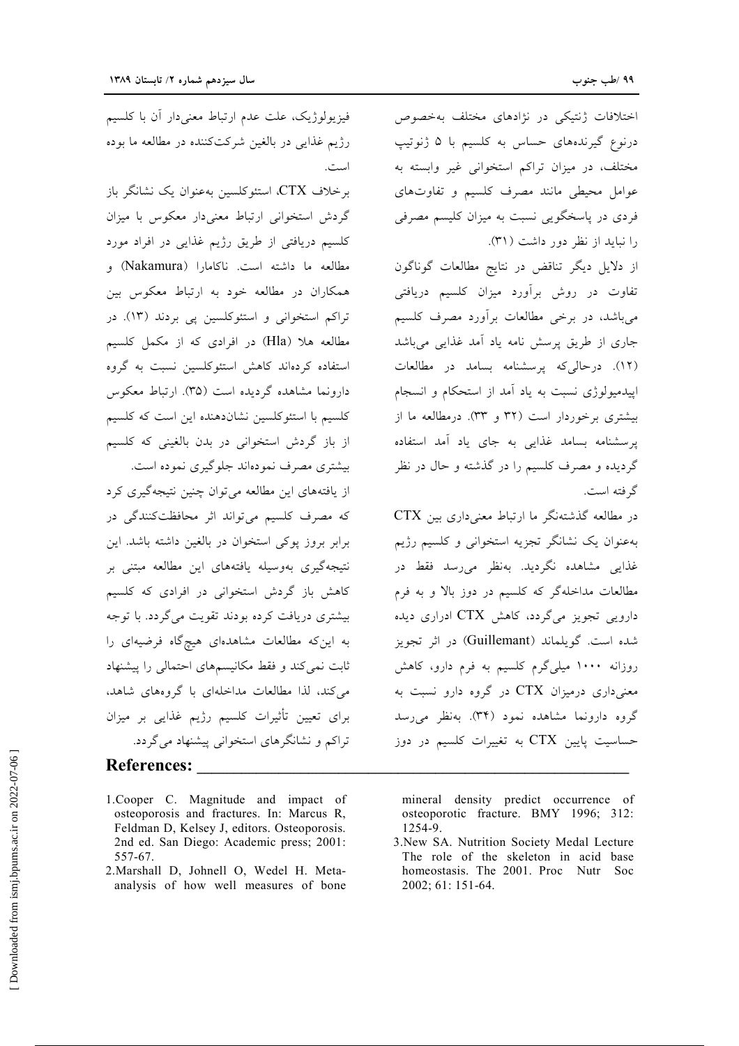اختلافات ژنتیکی در نژادهای مختلف به‌خصوص درنوع گیرنده‌های حساس به کلسیم با ۵ ژنوتیپ مختلف، در میزان تراکم استخوانی غیر وابسته به عوامل محیطی مانند مصرف کلسیم و تفاوت‌های فردی در پاسخگویی نسبت به میزان کلیسم مصرفی را نباید از نظر دور داشت (۳۱).

از دلایل دیگر تناقض در نتایج مطالعات گوناگون تفاوت در روش برآورد میزان کلسیم دریافتی می‌باشد، در برخی مطالعات برآورد مصرف کلسیم جاری از طریق پرسش نامه یاد آمد غذایی می‌باشد (۱۲). درحالی‌که پرسشنامه بسامد در مطالعات اپیدمیولوژی نسبت به یاد آمد از استحکام و انسجام بیشتری برخوردار است (۳۲ و ۳۳). درمطالعه ما از پرسشنامه بسامد غذایی به جای یاد آمد استفاده گردیده و مصرف کلسیم را در گذشته و حال در نظر گرفته است.

در مطالعه گذشته‌نگر ما ارتباط معنی‌داری بین CTX به‌عنوان یک نشانگر تجزیه استخوانی و کلسیم رژیم غذایی مشاهده نگردید. به‌نظر می‌رسد فقط در مطالعات مداخله‌گر که کلسیم در دوز بالا و به فرم دارویی تجویز می‌گردد، کاهش CTX ادراری دیده شده است. گویلماند (Guillemant) در اثر تجویز روزانه ۱۰۰۰ میلی‌گرم کلسیم به فرم دارو، کاهش معنی‌داری درمیزان CTX در گروه دارو نسبت به گروه دارونما مشاهده نمود (۳۴). به‌نظر می‌رسد حساسیت پایین CTX به تغییرات کلسیم در دوز فیزیولوژیک، علت عدم ارتباط معنی‌دار آن با کلسیم رژیم غذایی در بالغین شرکت‌کننده در مطالعه ما بوده است.

برخلاف CTX، استئوکلسین به‌عنوان یک نشانگر باز گردش استخوانی ارتباط معنی‌دار معکوس با میزان کلسیم دریافتی از طریق رژیم غذایی در افراد مورد مطالعه ما داشته است. ناکامارا (Nakamura) و همکاران در مطالعه خود به ارتباط معکوس بین تراکم استخوانی و استئوکلسین پی بردند (۱۳). در مطالعه هلا (Hla) در افرادی که از مکمل کلسیم استفاده کرده‌اند کاهش استئوکلسین نسبت به گروه دارونما مشاهده گردیده است (۳۵). ارتباط معکوس کلسیم با استئوکلسین نشان‌دهنده این است که کلسیم از باز گردش استخوانی در بدن بالغینی که کلسیم بیشتری مصرف نموده‌اند جلوگیری نموده است.

از یافته‌های این مطالعه می‌توان چنین نتیجه‌گیری کرد که مصرف کلسیم می‌تواند اثر محافظت‌کنندگی در برابر بروز پوکی استخوان در بالغین داشته باشد. این نتیجه‌گیری به‌وسیله یافته‌های این مطالعه مبتنی بر کاهش باز گردش استخوانی در افرادی که کلسیم بیشتری دریافت کرده بودند تقویت می‌گردد. با توجه به این‌که مطالعات مشاهده‌ای هیچ‌گاه فرضیه‌ای را ثابت نمی‌کند و فقط مکانیسم‌های احتمالی را پیشنهاد می‌کند، لذا مطالعات مداخله‌ای با گروه‌های شاهد، برای تعیین تأثیرات کلسیم رژیم غذایی بر میزان تراکم و نشانگرهای استخوانی پیشنهاد می‌گردد.

## References:

1. Cooper C. Magnitude and impact of osteoporosis and fractures. In: Marcus R, Feldman D, Kelsey J, editors. Osteoporosis. 2nd ed. San Diego: Academic press; 2001: 557-67.
2. Marshall D, Johnell O, Wedel H. Meta-analysis of how well measures of bone mineral density predict occurrence of osteoporotic fracture. BMY 1996; 312: 1254-9.
3. New SA. Nutrition Society Medal Lecture The role of the skeleton in acid base homeostasis. The 2001. Proc Nutr Soc 2002; 61: 151-64.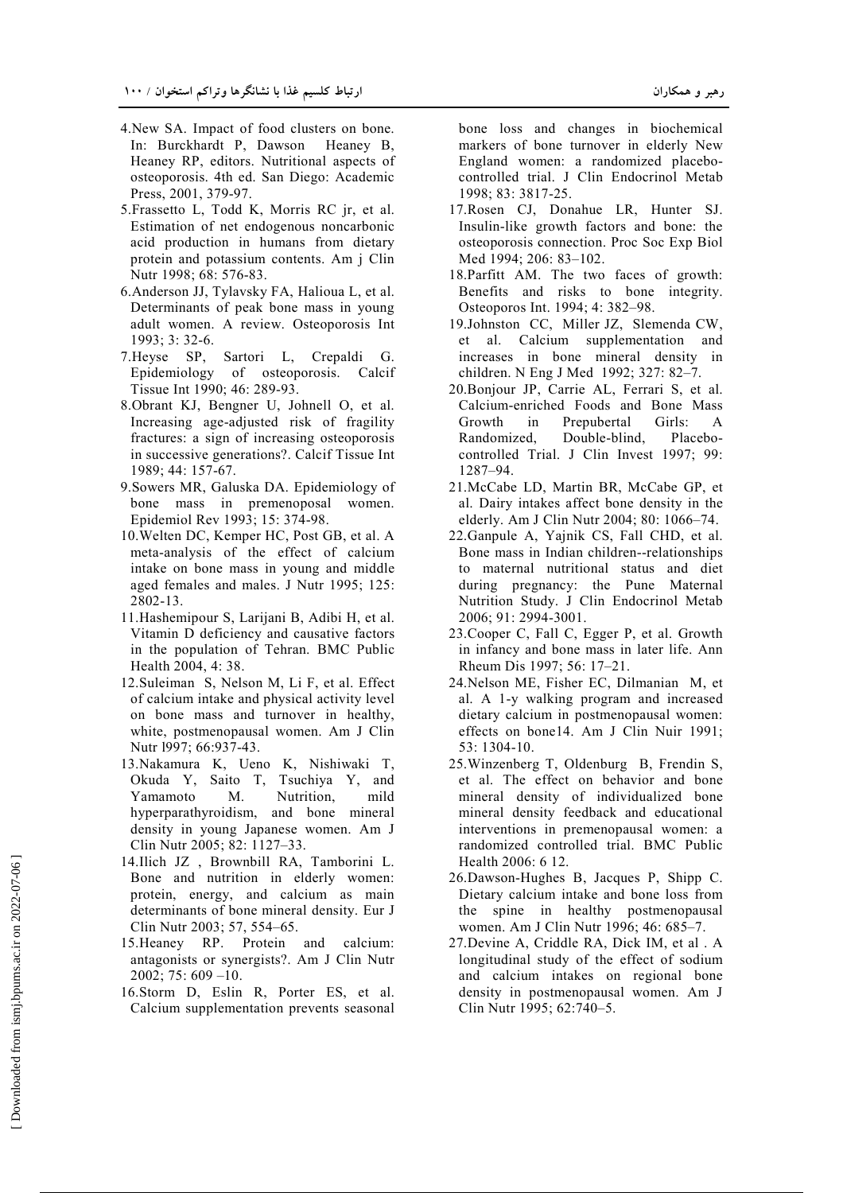4. New SA. Impact of food clusters on bone. In: Burckhardt P, Dawson Heaney B, Heaney RP, editors. Nutritional aspects of osteoporosis. 4th ed. San Diego: Academic Press, 2001, 379-97.
5. Frassetto L, Todd K, Morris RC jr, et al. Estimation of net endogenous noncarbonic acid production in humans from dietary protein and potassium contents. Am j Clin Nutr 1998; 68: 576-83.
6. Anderson JJ, Tylavsky FA, Halioua L, et al. Determinants of peak bone mass in young adult women. A review. Osteoporosis Int 1993; 3: 32-6.
7. Heyse SP, Sartori L, Crepaldi G. Epidemiology of osteoporosis. Calcif Tissue Int 1990; 46: 289-93.
8. Obrant KJ, Bengner U, Johnell O, et al. Increasing age-adjusted risk of fragility fractures: a sign of increasing osteoporosis in successive generations?. Calcif Tissue Int 1989; 44: 157-67.
9. Sowers MR, Galuska DA. Epidemiology of bone mass in premenoposal women. Epidemiol Rev 1993; 15: 374-98.
10. Welten DC, Kemper HC, Post GB, et al. A meta-analysis of the effect of calcium intake on bone mass in young and middle aged females and males. J Nutr 1995; 125: 2802-13.
11. Hashemipour S, Larijani B, Adibi H, et al. Vitamin D deficiency and causative factors in the population of Tehran. BMC Public Health 2004, 4: 38.
12. Suleiman S, Nelson M, Li F, et al. Effect of calcium intake and physical activity level on bone mass and turnover in healthy, white, postmenopausal women. Am J Clin Nutr l997; 66:937-43.
13. Nakamura K, Ueno K, Nishiwaki T, Okuda Y, Saito T, Tsuchiya Y, and Yamamoto M. Nutrition, mild hyperparathyroidism, and bone mineral density in young Japanese women. Am J Clin Nutr 2005; 82: 1127–33.
14. Ilich JZ , Brownbill RA, Tamborini L. Bone and nutrition in elderly women: protein, energy, and calcium as main determinants of bone mineral density. Eur J Clin Nutr 2003; 57, 554–65.
15. Heaney RP. Protein and calcium: antagonists or synergists?. Am J Clin Nutr 2002; 75: 609 –10.
16. Storm D, Eslin R, Porter ES, et al. Calcium supplementation prevents seasonal bone loss and changes in biochemical markers of bone turnover in elderly New England women: a randomized placebo-controlled trial. J Clin Endocrinol Metab 1998; 83: 3817-25.
17. Rosen CJ, Donahue LR, Hunter SJ. Insulin-like growth factors and bone: the osteoporosis connection. Proc Soc Exp Biol Med 1994; 206: 83–102.
18. Parfitt AM. The two faces of growth: Benefits and risks to bone integrity. Osteoporos Int. 1994; 4: 382–98.
19. Johnston CC, Miller JZ, Slemenda CW, et al. Calcium supplementation and increases in bone mineral density in children. N Eng J Med 1992; 327: 82–7.
20. Bonjour JP, Carrie AL, Ferrari S, et al. Calcium-enriched Foods and Bone Mass Growth in Prepubertal Girls: A Randomized, Double-blind, Placebo-controlled Trial. J Clin Invest 1997; 99: 1287–94.
21. McCabe LD, Martin BR, McCabe GP, et al. Dairy intakes affect bone density in the elderly. Am J Clin Nutr 2004; 80: 1066–74.
22. Ganpule A, Yajnik CS, Fall CHD, et al. Bone mass in Indian children--relationships to maternal nutritional status and diet during pregnancy: the Pune Maternal Nutrition Study. J Clin Endocrinol Metab 2006; 91: 2994-3001.
23. Cooper C, Fall C, Egger P, et al. Growth in infancy and bone mass in later life. Ann Rheum Dis 1997; 56: 17–21.
24. Nelson ME, Fisher EC, Dilmanian M, et al. A 1-y walking program and increased dietary calcium in postmenopausal women: effects on bone14. Am J Clin Nuir 1991; 53: 1304-10.
25. Winzenberg T, Oldenburg B, Frendin S, et al. The effect on behavior and bone mineral density of individualized bone mineral density feedback and educational interventions in premenopausal women: a randomized controlled trial. BMC Public Health 2006: 6 12.
26. Dawson-Hughes B, Jacques P, Shipp C. Dietary calcium intake and bone loss from the spine in healthy postmenopausal women. Am J Clin Nutr 1996; 46: 685–7.
27. Devine A, Criddle RA, Dick IM, et al . A longitudinal study of the effect of sodium and calcium intakes on regional bone density in postmenopausal women. Am J Clin Nutr 1995; 62:740–5.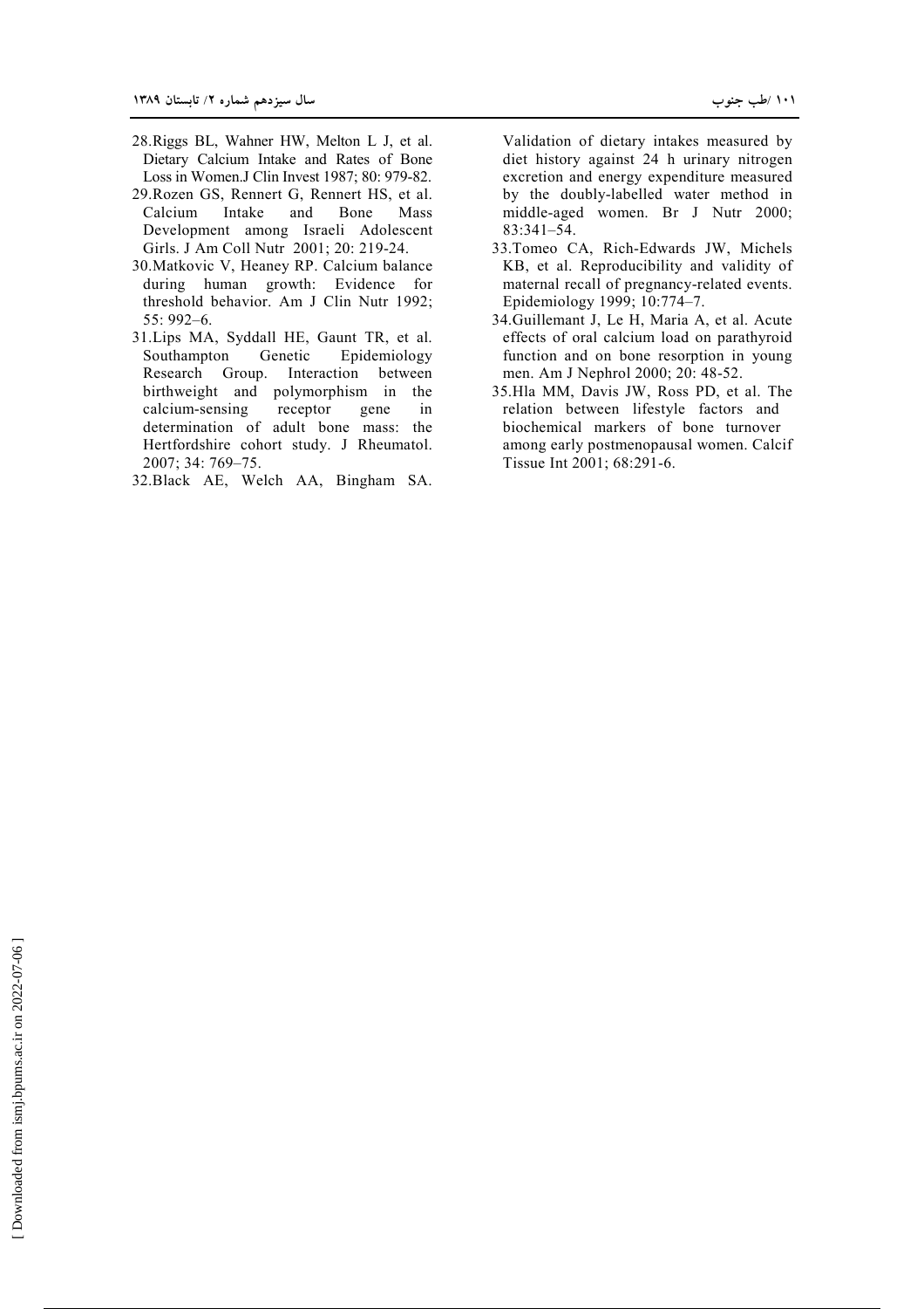28. Riggs BL, Wahner HW, Melton L J, et al. Dietary Calcium Intake and Rates of Bone Loss in Women.J Clin Invest 1987; 80: 979-82.
29. Rozen GS, Rennert G, Rennert HS, et al. Calcium Intake and Bone Mass Development among Israeli Adolescent Girls. J Am Coll Nutr 2001; 20: 219-24.
30. Matkovic V, Heaney RP. Calcium balance during human growth: Evidence for threshold behavior. Am J Clin Nutr 1992; 55: 992–6.
31. Lips MA, Syddall HE, Gaunt TR, et al. Southampton Genetic Epidemiology Research Group. Interaction between birthweight and polymorphism in the calcium-sensing receptor gene in determination of adult bone mass: the Hertfordshire cohort study. J Rheumatol. 2007; 34: 769–75.
32. Black AE, Welch AA, Bingham SA. Validation of dietary intakes measured by diet history against 24 h urinary nitrogen excretion and energy expenditure measured by the doubly-labelled water method in middle-aged women. Br J Nutr 2000; 83:341–54.
33. Tomeo CA, Rich-Edwards JW, Michels KB, et al. Reproducibility and validity of maternal recall of pregnancy-related events. Epidemiology 1999; 10:774–7.
34. Guillemant J, Le H, Maria A, et al. Acute effects of oral calcium load on parathyroid function and on bone resorption in young men. Am J Nephrol 2000; 20: 48-52.
35. Hla MM, Davis JW, Ross PD, et al. The relation between lifestyle factors and biochemical markers of bone turnover among early postmenopausal women. Calcif Tissue Int 2001; 68:291-6.